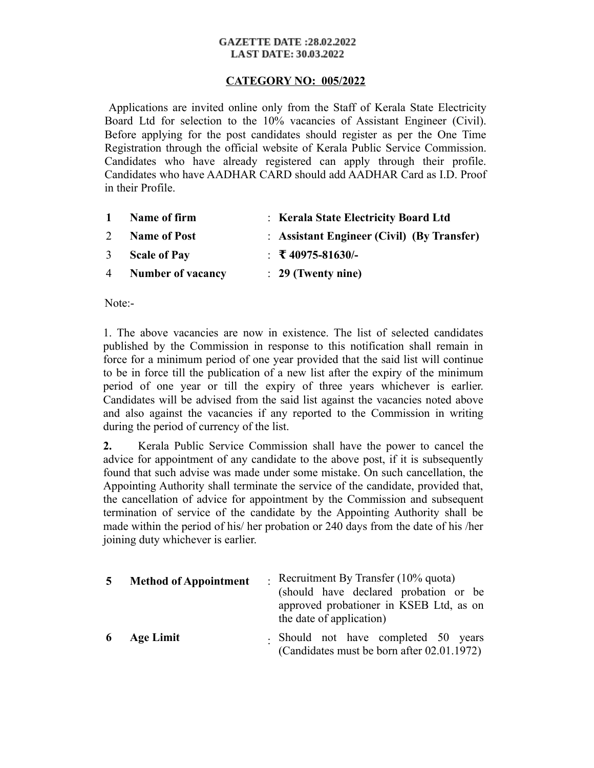**GAZETTE DATE :28.02.2022**
**LAST DATE: 30.03.2022**

**CATEGORY NO: 005/2022**

Applications are invited online only from the Staff of Kerala State Electricity Board Ltd for selection to the 10% vacancies of Assistant Engineer (Civil). Before applying for the post candidates should register as per the One Time Registration through the official website of Kerala Public Service Commission. Candidates who have already registered can apply through their profile. Candidates who have AADHAR CARD should add AADHAR Card as I.D. Proof in their Profile.

| | | | |
|---|---|---|---|
| 1 | **Name of firm** | : | **Kerala State Electricity Board Ltd** |
| 2 | **Name of Post** | : | **Assistant Engineer (Civil) (By Transfer)** |
| 3 | **Scale of Pay** | : | **₹ 40975-81630/-** |
| 4 | **Number of vacancy** | : | **29 (Twenty nine)** |

Note:-

1. The above vacancies are now in existence. The list of selected candidates published by the Commission in response to this notification shall remain in force for a minimum period of one year provided that the said list will continue to be in force till the publication of a new list after the expiry of the minimum period of one year or till the expiry of three years whichever is earlier. Candidates will be advised from the said list against the vacancies noted above and also against the vacancies if any reported to the Commission in writing during the period of currency of the list.

**2.** Kerala Public Service Commission shall have the power to cancel the advice for appointment of any candidate to the above post, if it is subsequently found that such advise was made under some mistake. On such cancellation, the Appointing Authority shall terminate the service of the candidate, provided that, the cancellation of advice for appointment by the Commission and subsequent termination of service of the candidate by the Appointing Authority shall be made within the period of his/ her probation or 240 days from the date of his /her joining duty whichever is earlier.

| | | | |
|---|---|---|---|
| **5** | **Method of Appointment** | : | Recruitment By Transfer (10% quota) (should have declared probation or be approved probationer in KSEB Ltd, as on the date of application) |
| **6** | **Age Limit** | : | Should not have completed 50 years (Candidates must be born after 02.01.1972) |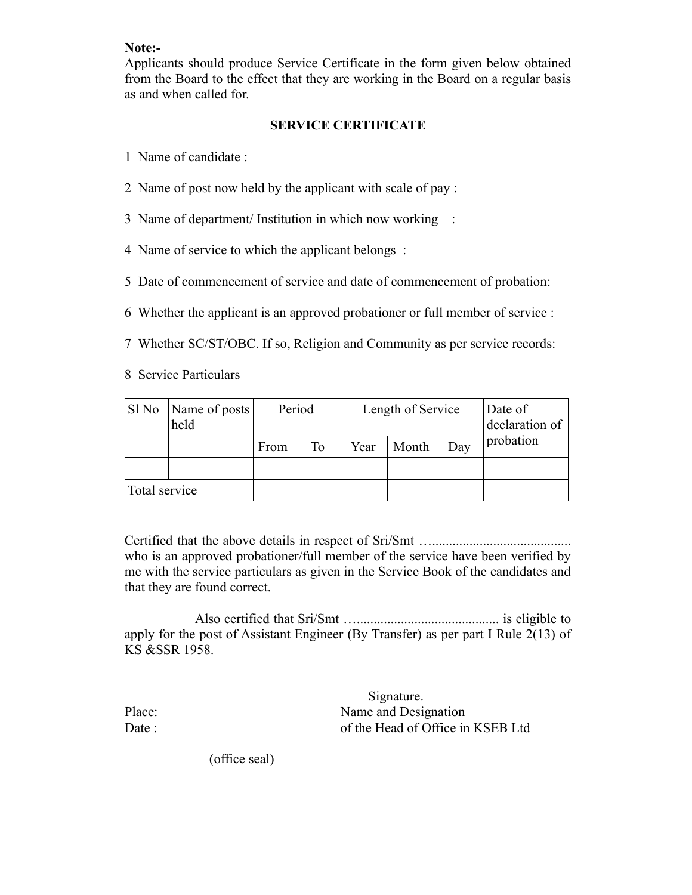**Note:-**

Applicants should produce Service Certificate in the form given below obtained from the Board to the effect that they are working in the Board on a regular basis as and when called for.

## SERVICE CERTIFICATE

1 Name of candidate :

2 Name of post now held by the applicant with scale of pay :

3 Name of department/ Institution in which now working :

4 Name of service to which the applicant belongs :

5 Date of commencement of service and date of commencement of probation:

6 Whether the applicant is an approved probationer or full member of service :

7 Whether SC/ST/OBC. If so, Religion and Community as per service records:

8 Service Particulars

| Sl No | Name of posts held | Period | | Length of Service | | | Date of declaration of probation |
|---|---|---|---|---|---|---|---|
| | | From | To | Year | Month | Day | |
| | | | | | | | |
| Total service | | | | | | | |

Certified that the above details in respect of Sri/Smt …......................................... who is an approved probationer/full member of the service have been verified by me with the service particulars as given in the Service Book of the candidates and that they are found correct.

Also certified that Sri/Smt …......................................... is eligible to apply for the post of Assistant Engineer (By Transfer) as per part I Rule 2(13) of KS &SSR 1958.

Signature.

Place: Name and Designation

Date : of the Head of Office in KSEB Ltd

(office seal)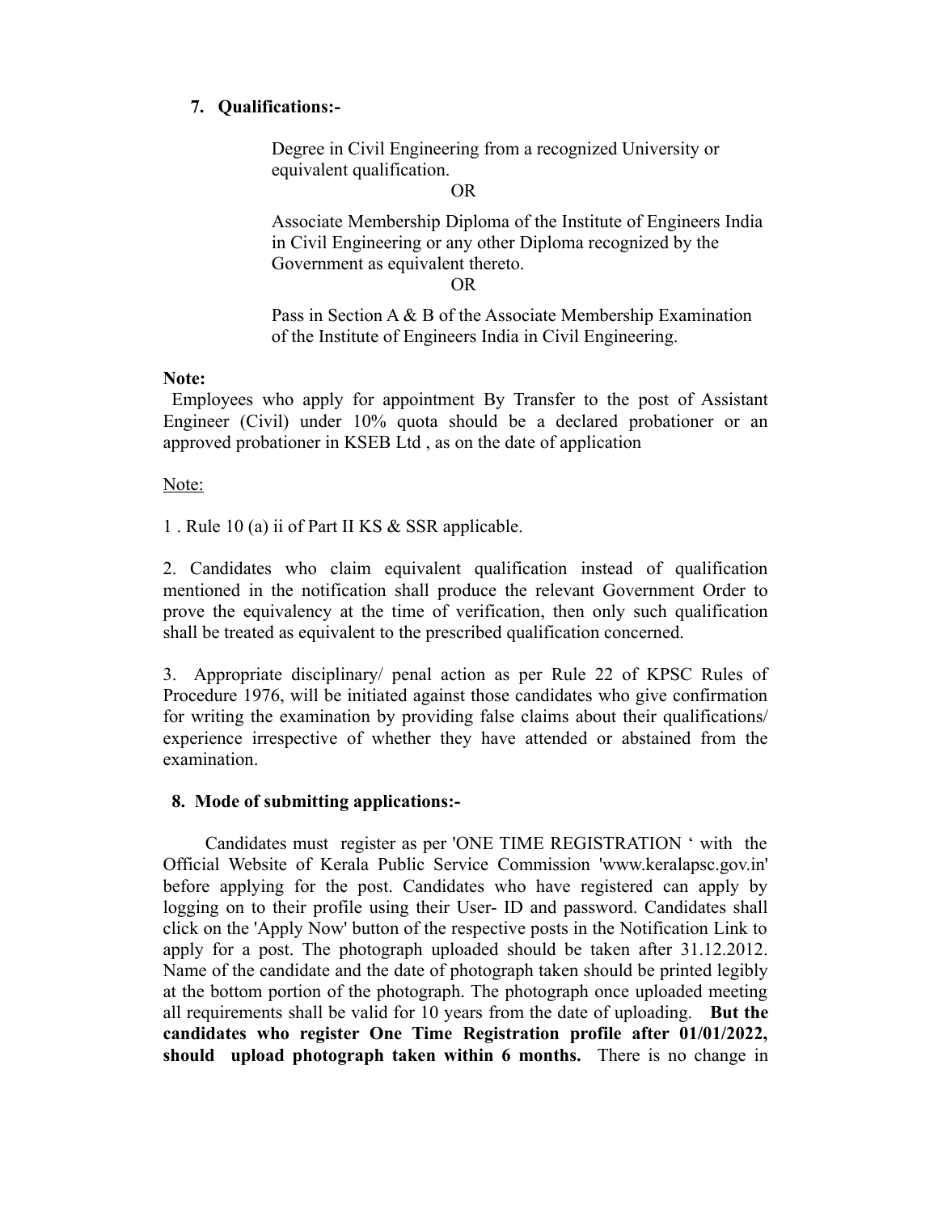## 7. Qualifications:-

Degree in Civil Engineering from a recognized University or equivalent qualification.

OR

Associate Membership Diploma of the Institute of Engineers India in Civil Engineering or any other Diploma recognized by the Government as equivalent thereto.

OR

Pass in Section A & B of the Associate Membership Examination of the Institute of Engineers India in Civil Engineering.

**Note:**

Employees who apply for appointment By Transfer to the post of Assistant Engineer (Civil) under 10% quota should be a declared probationer or an approved probationer in KSEB Ltd , as on the date of application

Note:

1 . Rule 10 (a) ii of Part II KS & SSR applicable.

2. Candidates who claim equivalent qualification instead of qualification mentioned in the notification shall produce the relevant Government Order to prove the equivalency at the time of verification, then only such qualification shall be treated as equivalent to the prescribed qualification concerned.

3. Appropriate disciplinary/ penal action as per Rule 22 of KPSC Rules of Procedure 1976, will be initiated against those candidates who give confirmation for writing the examination by providing false claims about their qualifications/ experience irrespective of whether they have attended or abstained from the examination.

## 8. Mode of submitting applications:-

Candidates must register as per 'ONE TIME REGISTRATION ' with the Official Website of Kerala Public Service Commission 'www.keralapsc.gov.in' before applying for the post. Candidates who have registered can apply by logging on to their profile using their User- ID and password. Candidates shall click on the 'Apply Now' button of the respective posts in the Notification Link to apply for a post. The photograph uploaded should be taken after 31.12.2012. Name of the candidate and the date of photograph taken should be printed legibly at the bottom portion of the photograph. The photograph once uploaded meeting all requirements shall be valid for 10 years from the date of uploading. **But the candidates who register One Time Registration profile after 01/01/2022, should upload photograph taken within 6 months.** There is no change in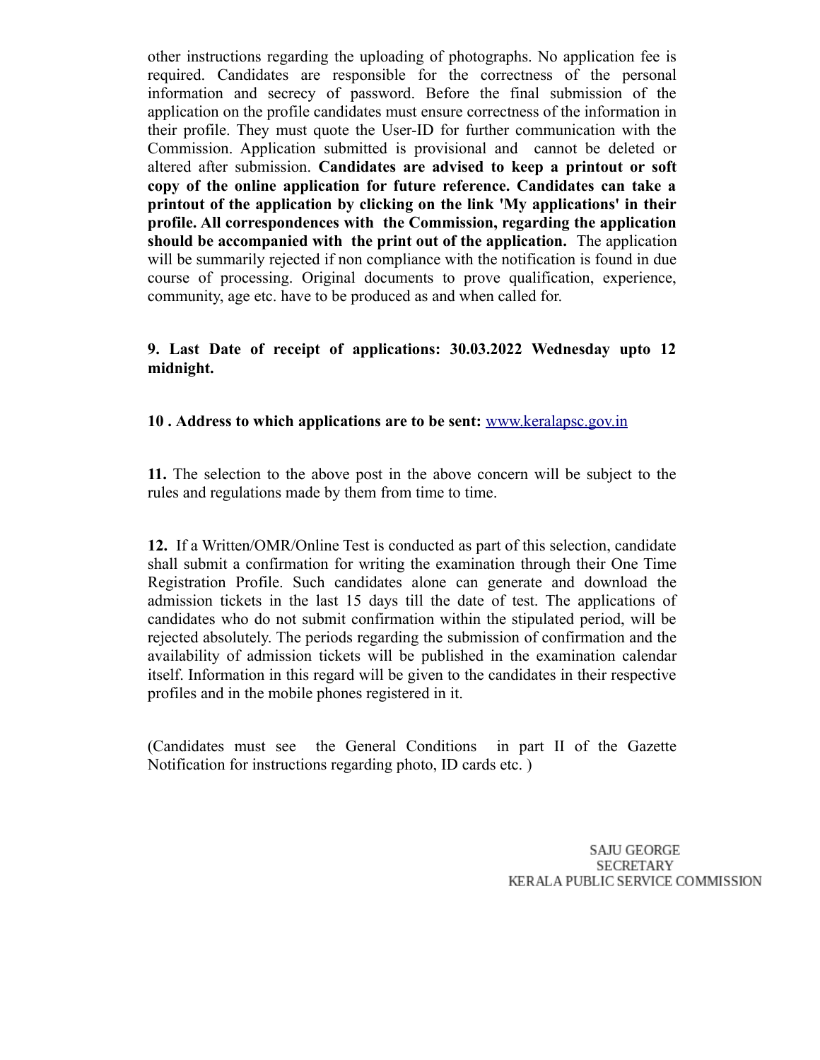other instructions regarding the uploading of photographs. No application fee is required. Candidates are responsible for the correctness of the personal information and secrecy of password. Before the final submission of the application on the profile candidates must ensure correctness of the information in their profile. They must quote the User-ID for further communication with the Commission. Application submitted is provisional and cannot be deleted or altered after submission. **Candidates are advised to keep a printout or soft copy of the online application for future reference. Candidates can take a printout of the application by clicking on the link 'My applications' in their profile. All correspondences with the Commission, regarding the application should be accompanied with the print out of the application.** The application will be summarily rejected if non compliance with the notification is found in due course of processing. Original documents to prove qualification, experience, community, age etc. have to be produced as and when called for.

**9. Last Date of receipt of applications: 30.03.2022 Wednesday upto 12 midnight.**

**10 . Address to which applications are to be sent:** [www.keralapsc.gov.in](http://www.keralapsc.gov.in)

**11.** The selection to the above post in the above concern will be subject to the rules and regulations made by them from time to time.

**12.** If a Written/OMR/Online Test is conducted as part of this selection, candidate shall submit a confirmation for writing the examination through their One Time Registration Profile. Such candidates alone can generate and download the admission tickets in the last 15 days till the date of test. The applications of candidates who do not submit confirmation within the stipulated period, will be rejected absolutely. The periods regarding the submission of confirmation and the availability of admission tickets will be published in the examination calendar itself. Information in this regard will be given to the candidates in their respective profiles and in the mobile phones registered in it.

(Candidates must see the General Conditions in part II of the Gazette Notification for instructions regarding photo, ID cards etc. )

SAJU GEORGE
SECRETARY
KERALA PUBLIC SERVICE COMMISSION